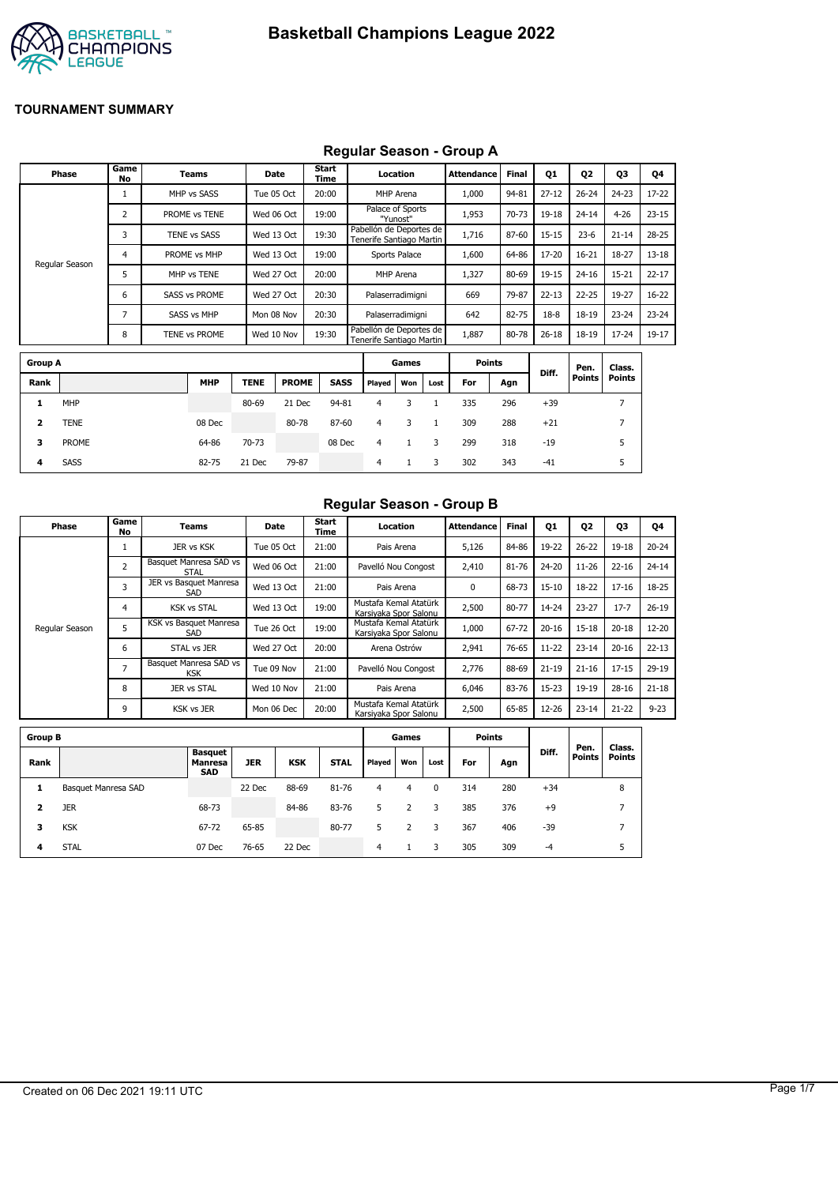# Basketball Champions League 2022

## TOURNAMENT SUMMARY

### Regular Season - Group A

| Phase | Game No | Teams | Date | Start Time | Location | Attendance | Final | Q1 | Q2 | Q3 | Q4 |
|---|---|---|---|---|---|---|---|---|---|---|---|
| Regular Season | 1 | MHP vs SASS | Tue 05 Oct | 20:00 | MHP Arena | 1,000 | 94-81 | 27-12 | 26-24 | 24-23 | 17-22 |
| | 2 | PROME vs TENE | Wed 06 Oct | 19:00 | Palace of Sports "Yunost" | 1,953 | 70-73 | 19-18 | 24-14 | 4-26 | 23-15 |
| | 3 | TENE vs SASS | Wed 13 Oct | 19:30 | Pabellón de Deportes de Tenerife Santiago Martin | 1,716 | 87-60 | 15-15 | 23-6 | 21-14 | 28-25 |
| | 4 | PROME vs MHP | Wed 13 Oct | 19:00 | Sports Palace | 1,600 | 64-86 | 17-20 | 16-21 | 18-27 | 13-18 |
| | 5 | MHP vs TENE | Wed 27 Oct | 20:00 | MHP Arena | 1,327 | 80-69 | 19-15 | 24-16 | 15-21 | 22-17 |
| | 6 | SASS vs PROME | Wed 27 Oct | 20:30 | Palaserradimigni | 669 | 79-87 | 22-13 | 22-25 | 19-27 | 16-22 |
| | 7 | SASS vs MHP | Mon 08 Nov | 20:30 | Palaserradimigni | 642 | 82-75 | 18-8 | 18-19 | 23-24 | 23-24 |
| | 8 | TENE vs PROME | Wed 10 Nov | 19:30 | Pabellón de Deportes de Tenerife Santiago Martin | 1,887 | 80-78 | 26-18 | 18-19 | 17-24 | 19-17 |

| Group A | | | | | | Games | | | Points | | Diff. | Pen. Points | Class. Points |
|---|---|---|---|---|---|---|---|---|---|---|---|---|---|
| Rank | | MHP | TENE | PROME | SASS | Played | Won | Lost | For | Agn | | | |
| 1 | MHP | | 80-69 | 21 Dec | 94-81 | 4 | 3 | 1 | 335 | 296 | +39 | | 7 |
| 2 | TENE | 08 Dec | | 80-78 | 87-60 | 4 | 3 | 1 | 309 | 288 | +21 | | 7 |
| 3 | PROME | 64-86 | 70-73 | | 08 Dec | 4 | 1 | 3 | 299 | 318 | -19 | | 5 |
| 4 | SASS | 82-75 | 21 Dec | 79-87 | | 4 | 1 | 3 | 302 | 343 | -41 | | 5 |

### Regular Season - Group B

| Phase | Game No | Teams | Date | Start Time | Location | Attendance | Final | Q1 | Q2 | Q3 | Q4 |
|---|---|---|---|---|---|---|---|---|---|---|---|
| Regular Season | 1 | JER vs KSK | Tue 05 Oct | 21:00 | Pais Arena | 5,126 | 84-86 | 19-22 | 26-22 | 19-18 | 20-24 |
| | 2 | Basquet Manresa SAD vs STAL | Wed 06 Oct | 21:00 | Pavelló Nou Congost | 2,410 | 81-76 | 24-20 | 11-26 | 22-16 | 24-14 |
| | 3 | JER vs Basquet Manresa SAD | Wed 13 Oct | 21:00 | Pais Arena | 0 | 68-73 | 15-10 | 18-22 | 17-16 | 18-25 |
| | 4 | KSK vs STAL | Wed 13 Oct | 19:00 | Mustafa Kemal Atatürk Karsiyaka Spor Salonu | 2,500 | 80-77 | 14-24 | 23-27 | 17-7 | 26-19 |
| | 5 | KSK vs Basquet Manresa SAD | Tue 26 Oct | 19:00 | Mustafa Kemal Atatürk Karsiyaka Spor Salonu | 1,000 | 67-72 | 20-16 | 15-18 | 20-18 | 12-20 |
| | 6 | STAL vs JER | Wed 27 Oct | 20:00 | Arena Ostrów | 2,941 | 76-65 | 11-22 | 23-14 | 20-16 | 22-13 |
| | 7 | Basquet Manresa SAD vs KSK | Tue 09 Nov | 21:00 | Pavelló Nou Congost | 2,776 | 88-69 | 21-19 | 21-16 | 17-15 | 29-19 |
| | 8 | JER vs STAL | Wed 10 Nov | 21:00 | Pais Arena | 6,046 | 83-76 | 15-23 | 19-19 | 28-16 | 21-18 |
| | 9 | KSK vs JER | Mon 06 Dec | 20:00 | Mustafa Kemal Atatürk Karsiyaka Spor Salonu | 2,500 | 65-85 | 12-26 | 23-14 | 21-22 | 9-23 |

| Group B | | | | | | Games | | | Points | | Diff. | Pen. Points | Class. Points |
|---|---|---|---|---|---|---|---|---|---|---|---|---|---|
| Rank | | Basquet Manresa SAD | JER | KSK | STAL | Played | Won | Lost | For | Agn | | | |
| 1 | Basquet Manresa SAD | | 22 Dec | 88-69 | 81-76 | 4 | 4 | 0 | 314 | 280 | +34 | | 8 |
| 2 | JER | 68-73 | | 84-86 | 83-76 | 5 | 2 | 3 | 385 | 376 | +9 | | 7 |
| 3 | KSK | 67-72 | 65-85 | | 80-77 | 5 | 2 | 3 | 367 | 406 | -39 | | 7 |
| 4 | STAL | 07 Dec | 76-65 | 22 Dec | | 4 | 1 | 3 | 305 | 309 | -4 | | 5 |

Created on 06 Dec 2021 19:11 UTC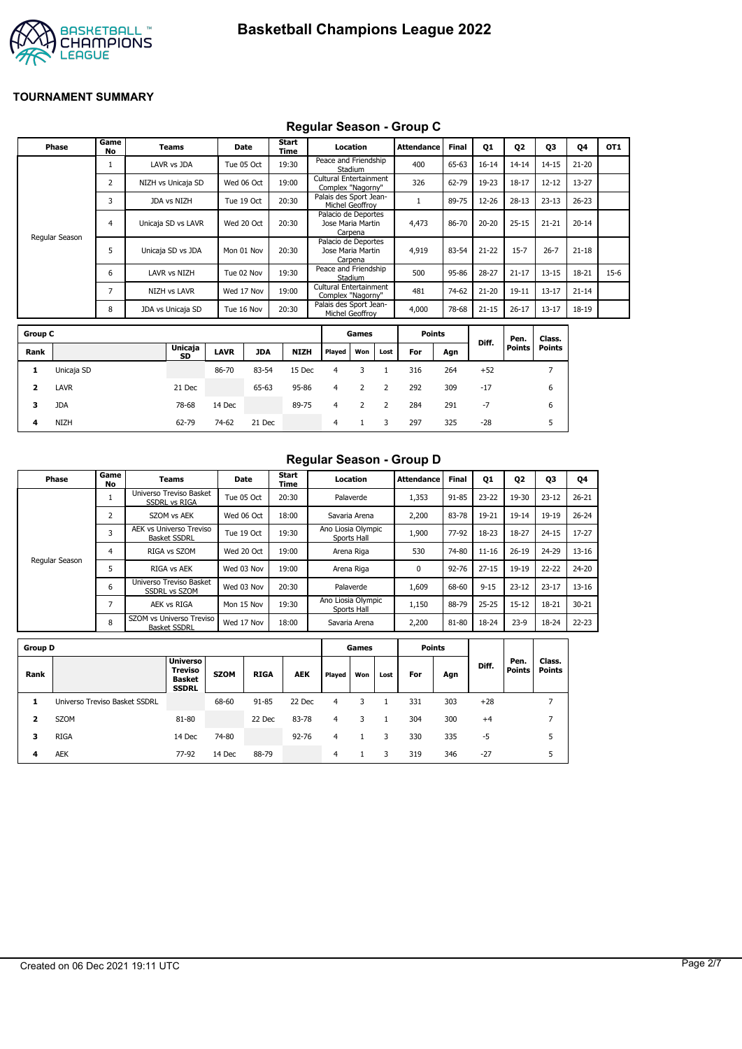# Basketball Champions League 2022

**TOURNAMENT SUMMARY**

## Regular Season - Group C

| Phase | Game No | Teams | Date | Start Time | Location | Attendance | Final | Q1 | Q2 | Q3 | Q4 | OT1 |
|---|---|---|---|---|---|---|---|---|---|---|---|---|
| Regular Season | 1 | LAVR vs JDA | Tue 05 Oct | 19:30 | Peace and Friendship Stadium | 400 | 65-63 | 16-14 | 14-14 | 14-15 | 21-20 | |
| | 2 | NIZH vs Unicaja SD | Wed 06 Oct | 19:00 | Cultural Entertainment Complex "Nagorny" | 326 | 62-79 | 19-23 | 18-17 | 12-12 | 13-27 | |
| | 3 | JDA vs NIZH | Tue 19 Oct | 20:30 | Palais des Sport Jean-Michel Geoffroy | 1 | 89-75 | 12-26 | 28-13 | 23-13 | 26-23 | |
| | 4 | Unicaja SD vs LAVR | Wed 20 Oct | 20:30 | Palacio de Deportes Jose Maria Martin Carpena | 4,473 | 86-70 | 20-20 | 25-15 | 21-21 | 20-14 | |
| | 5 | Unicaja SD vs JDA | Mon 01 Nov | 20:30 | Palacio de Deportes Jose Maria Martin Carpena | 4,919 | 83-54 | 21-22 | 15-7 | 26-7 | 21-18 | |
| | 6 | LAVR vs NIZH | Tue 02 Nov | 19:30 | Peace and Friendship Stadium | 500 | 95-86 | 28-27 | 21-17 | 13-15 | 18-21 | 15-6 |
| | 7 | NIZH vs LAVR | Wed 17 Nov | 19:00 | Cultural Entertainment Complex "Nagorny" | 481 | 74-62 | 21-20 | 19-11 | 13-17 | 21-14 | |
| | 8 | JDA vs Unicaja SD | Tue 16 Nov | 20:30 | Palais des Sport Jean-Michel Geoffroy | 4,000 | 78-68 | 21-15 | 26-17 | 13-17 | 18-19 | |

| Group C | | | | | | Games | | | Points | | Diff. | Pen. Points | Class. Points |
|---|---|---|---|---|---|---|---|---|---|---|---|---|---|
| Rank | | Unicaja SD | LAVR | JDA | NIZH | Played | Won | Lost | For | Agn | | | |
| 1 | Unicaja SD | | 86-70 | 83-54 | 15 Dec | 4 | 3 | 1 | 316 | 264 | +52 | | 7 |
| 2 | LAVR | 21 Dec | | 65-63 | 95-86 | 4 | 2 | 2 | 292 | 309 | -17 | | 6 |
| 3 | JDA | 78-68 | 14 Dec | | 89-75 | 4 | 2 | 2 | 284 | 291 | -7 | | 6 |
| 4 | NIZH | 62-79 | 74-62 | 21 Dec | | 4 | 1 | 3 | 297 | 325 | -28 | | 5 |

## Regular Season - Group D

| Phase | Game No | Teams | Date | Start Time | Location | Attendance | Final | Q1 | Q2 | Q3 | Q4 |
|---|---|---|---|---|---|---|---|---|---|---|---|
| Regular Season | 1 | Universo Treviso Basket SSDRL vs RIGA | Tue 05 Oct | 20:30 | Palaverde | 1,353 | 91-85 | 23-22 | 19-30 | 23-12 | 26-21 |
| | 2 | SZOM vs AEK | Wed 06 Oct | 18:00 | Savaria Arena | 2,200 | 83-78 | 19-21 | 19-14 | 19-19 | 26-24 |
| | 3 | AEK vs Universo Treviso Basket SSDRL | Tue 19 Oct | 19:30 | Ano Liosia Olympic Sports Hall | 1,900 | 77-92 | 18-23 | 18-27 | 24-15 | 17-27 |
| | 4 | RIGA vs SZOM | Wed 20 Oct | 19:00 | Arena Riga | 530 | 74-80 | 11-16 | 26-19 | 24-29 | 13-16 |
| | 5 | RIGA vs AEK | Wed 03 Nov | 19:00 | Arena Riga | 0 | 92-76 | 27-15 | 19-19 | 22-22 | 24-20 |
| | 6 | Universo Treviso Basket SSDRL vs SZOM | Wed 03 Nov | 20:30 | Palaverde | 1,609 | 68-60 | 9-15 | 23-12 | 23-17 | 13-16 |
| | 7 | AEK vs RIGA | Mon 15 Nov | 19:30 | Ano Liosia Olympic Sports Hall | 1,150 | 88-79 | 25-25 | 15-12 | 18-21 | 30-21 |
| | 8 | SZOM vs Universo Treviso Basket SSDRL | Wed 17 Nov | 18:00 | Savaria Arena | 2,200 | 81-80 | 18-24 | 23-9 | 18-24 | 22-23 |

| Group D | | | | | | Games | | | Points | | Diff. | Pen. Points | Class. Points |
|---|---|---|---|---|---|---|---|---|---|---|---|---|---|
| Rank | | Universo Treviso Basket SSDRL | SZOM | RIGA | AEK | Played | Won | Lost | For | Agn | | | |
| 1 | Universo Treviso Basket SSDRL | | 68-60 | 91-85 | 22 Dec | 4 | 3 | 1 | 331 | 303 | +28 | | 7 |
| 2 | SZOM | 81-80 | | 22 Dec | 83-78 | 4 | 3 | 1 | 304 | 300 | +4 | | 7 |
| 3 | RIGA | 14 Dec | 74-80 | | 92-76 | 4 | 1 | 3 | 330 | 335 | -5 | | 5 |
| 4 | AEK | 77-92 | 14 Dec | 88-79 | | 4 | 1 | 3 | 319 | 346 | -27 | | 5 |

Created on 06 Dec 2021 19:11 UTC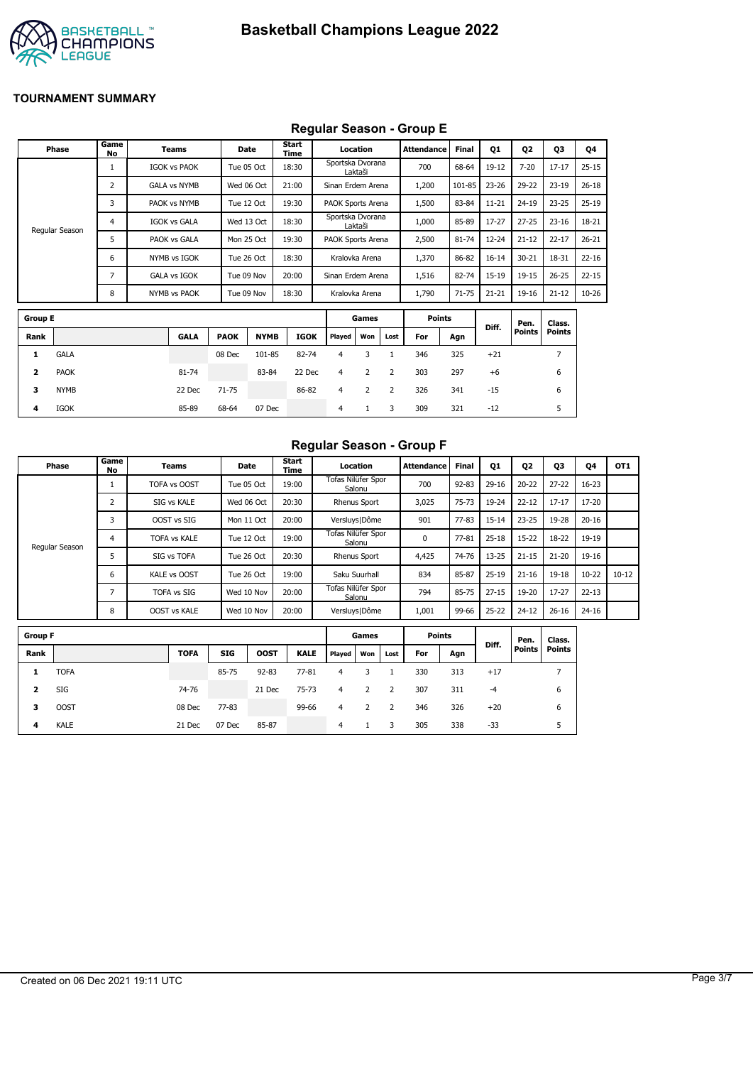# Basketball Champions League 2022

## TOURNAMENT SUMMARY

### Regular Season - Group E

| Phase | Game No | Teams | Date | Start Time | Location | Attendance | Final | Q1 | Q2 | Q3 | Q4 |
|---|---|---|---|---|---|---|---|---|---|---|---|
| Regular Season | 1 | IGOK vs PAOK | Tue 05 Oct | 18:30 | Sportska Dvorana Laktaši | 700 | 68-64 | 19-12 | 7-20 | 17-17 | 25-15 |
| | 2 | GALA vs NYMB | Wed 06 Oct | 21:00 | Sinan Erdem Arena | 1,200 | 101-85 | 23-26 | 29-22 | 23-19 | 26-18 |
| | 3 | PAOK vs NYMB | Tue 12 Oct | 19:30 | PAOK Sports Arena | 1,500 | 83-84 | 11-21 | 24-19 | 23-25 | 25-19 |
| | 4 | IGOK vs GALA | Wed 13 Oct | 18:30 | Sportska Dvorana Laktaši | 1,000 | 85-89 | 17-27 | 27-25 | 23-16 | 18-21 |
| | 5 | PAOK vs GALA | Mon 25 Oct | 19:30 | PAOK Sports Arena | 2,500 | 81-74 | 12-24 | 21-12 | 22-17 | 26-21 |
| | 6 | NYMB vs IGOK | Tue 26 Oct | 18:30 | Kralovka Arena | 1,370 | 86-82 | 16-14 | 30-21 | 18-31 | 22-16 |
| | 7 | GALA vs IGOK | Tue 09 Nov | 20:00 | Sinan Erdem Arena | 1,516 | 82-74 | 15-19 | 19-15 | 26-25 | 22-15 |
| | 8 | NYMB vs PAOK | Tue 09 Nov | 18:30 | Kralovka Arena | 1,790 | 71-75 | 21-21 | 19-16 | 21-12 | 10-26 |

| Group E | | | | | | Games | | | Points | | Diff. | Pen. Points | Class. Points |
|---|---|---|---|---|---|---|---|---|---|---|---|---|---|
| Rank | | GALA | PAOK | NYMB | IGOK | Played | Won | Lost | For | Agn | | | |
| 1 | GALA | | 08 Dec | 101-85 | 82-74 | 4 | 3 | 1 | 346 | 325 | +21 | | 7 |
| 2 | PAOK | 81-74 | | 83-84 | 22 Dec | 4 | 2 | 2 | 303 | 297 | +6 | | 6 |
| 3 | NYMB | 22 Dec | 71-75 | | 86-82 | 4 | 2 | 2 | 326 | 341 | -15 | | 6 |
| 4 | IGOK | 85-89 | 68-64 | 07 Dec | | 4 | 1 | 3 | 309 | 321 | -12 | | 5 |

### Regular Season - Group F

| Phase | Game No | Teams | Date | Start Time | Location | Attendance | Final | Q1 | Q2 | Q3 | Q4 | OT1 |
|---|---|---|---|---|---|---|---|---|---|---|---|---|
| Regular Season | 1 | TOFA vs OOST | Tue 05 Oct | 19:00 | Tofas Nilüfer Spor Salonu | 700 | 92-83 | 29-16 | 20-22 | 27-22 | 16-23 | |
| | 2 | SIG vs KALE | Wed 06 Oct | 20:30 | Rhenus Sport | 3,025 | 75-73 | 19-24 | 22-12 | 17-17 | 17-20 | |
| | 3 | OOST vs SIG | Mon 11 Oct | 20:00 | Versluys\|Dôme | 901 | 77-83 | 15-14 | 23-25 | 19-28 | 20-16 | |
| | 4 | TOFA vs KALE | Tue 12 Oct | 19:00 | Tofas Nilüfer Spor Salonu | 0 | 77-81 | 25-18 | 15-22 | 18-22 | 19-19 | |
| | 5 | SIG vs TOFA | Tue 26 Oct | 20:30 | Rhenus Sport | 4,425 | 74-76 | 13-25 | 21-15 | 21-20 | 19-16 | |
| | 6 | KALE vs OOST | Tue 26 Oct | 19:00 | Saku Suurhall | 834 | 85-87 | 25-19 | 21-16 | 19-18 | 10-22 | 10-12 |
| | 7 | TOFA vs SIG | Wed 10 Nov | 20:00 | Tofas Nilüfer Spor Salonu | 794 | 85-75 | 27-15 | 19-20 | 17-27 | 22-13 | |
| | 8 | OOST vs KALE | Wed 10 Nov | 20:00 | Versluys\|Dôme | 1,001 | 99-66 | 25-22 | 24-12 | 26-16 | 24-16 | |

| Group F | | | | | | Games | | | Points | | Diff. | Pen. Points | Class. Points |
|---|---|---|---|---|---|---|---|---|---|---|---|---|---|
| Rank | | TOFA | SIG | OOST | KALE | Played | Won | Lost | For | Agn | | | |
| 1 | TOFA | | 85-75 | 92-83 | 77-81 | 4 | 3 | 1 | 330 | 313 | +17 | | 7 |
| 2 | SIG | 74-76 | | 21 Dec | 75-73 | 4 | 2 | 2 | 307 | 311 | -4 | | 6 |
| 3 | OOST | 08 Dec | 77-83 | | 99-66 | 4 | 2 | 2 | 346 | 326 | +20 | | 6 |
| 4 | KALE | 21 Dec | 07 Dec | 85-87 | | 4 | 1 | 3 | 305 | 338 | -33 | | 5 |

Created on 06 Dec 2021 19:11 UTC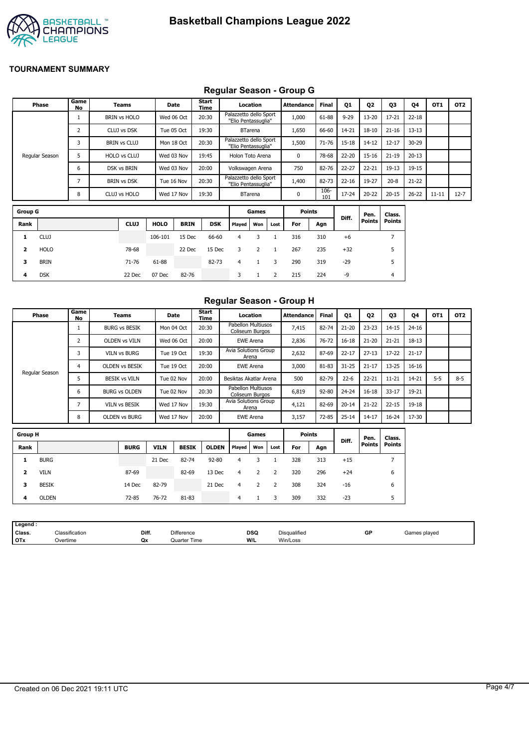# Basketball Champions League 2022

**TOURNAMENT SUMMARY**

## Regular Season - Group G

| Phase | Game No | Teams | Date | Start Time | Location | Attendance | Final | Q1 | Q2 | Q3 | Q4 | OT1 | OT2 |
|---|---|---|---|---|---|---|---|---|---|---|---|---|---|
| Regular Season | 1 | BRIN vs HOLO | Wed 06 Oct | 20:30 | Palazzetto dello Sport "Elio Pentassuglia" | 1,000 | 61-88 | 9-29 | 13-20 | 17-21 | 22-18 | | |
| | 2 | CLUJ vs DSK | Tue 05 Oct | 19:30 | BTarena | 1,650 | 66-60 | 14-21 | 18-10 | 21-16 | 13-13 | | |
| | 3 | BRIN vs CLUJ | Mon 18 Oct | 20:30 | Palazzetto dello Sport "Elio Pentassuglia" | 1,500 | 71-76 | 15-18 | 14-12 | 12-17 | 30-29 | | |
| | 5 | HOLO vs CLUJ | Wed 03 Nov | 19:45 | Holon Toto Arena | 0 | 78-68 | 22-20 | 15-16 | 21-19 | 20-13 | | |
| | 6 | DSK vs BRIN | Wed 03 Nov | 20:00 | Volkswagen Arena | 750 | 82-76 | 22-27 | 22-21 | 19-13 | 19-15 | | |
| | 7 | BRIN vs DSK | Tue 16 Nov | 20:30 | Palazzetto dello Sport "Elio Pentassuglia" | 1,400 | 82-73 | 22-16 | 19-27 | 20-8 | 21-22 | | |
| | 8 | CLUJ vs HOLO | Wed 17 Nov | 19:30 | BTarena | 0 | 106-101 | 17-24 | 20-22 | 20-15 | 26-22 | 11-11 | 12-7 |

| Group G | | | | | | Games | | | Points | | Diff. | Pen. Points | Class. Points |
|---|---|---|---|---|---|---|---|---|---|---|---|---|---|
| Rank | | CLUJ | HOLO | BRIN | DSK | Played | Won | Lost | For | Agn | | | |
| 1 | CLUJ | | 106-101 | 15 Dec | 66-60 | 4 | 3 | 1 | 316 | 310 | +6 | | 7 |
| 2 | HOLO | 78-68 | | 22 Dec | 15 Dec | 3 | 2 | 1 | 267 | 235 | +32 | | 5 |
| 3 | BRIN | 71-76 | 61-88 | | 82-73 | 4 | 1 | 3 | 290 | 319 | -29 | | 5 |
| 4 | DSK | 22 Dec | 07 Dec | 82-76 | | 3 | 1 | 2 | 215 | 224 | -9 | | 4 |

## Regular Season - Group H

| Phase | Game No | Teams | Date | Start Time | Location | Attendance | Final | Q1 | Q2 | Q3 | Q4 | OT1 | OT2 |
|---|---|---|---|---|---|---|---|---|---|---|---|---|---|
| Regular Season | 1 | BURG vs BESIK | Mon 04 Oct | 20:30 | Pabellon Multiusos Coliseum Burgos | 7,415 | 82-74 | 21-20 | 23-23 | 14-15 | 24-16 | | |
| | 2 | OLDEN vs VILN | Wed 06 Oct | 20:00 | EWE Arena | 2,836 | 76-72 | 16-18 | 21-20 | 21-21 | 18-13 | | |
| | 3 | VILN vs BURG | Tue 19 Oct | 19:30 | Avia Solutions Group Arena | 2,632 | 87-69 | 22-17 | 27-13 | 17-22 | 21-17 | | |
| | 4 | OLDEN vs BESIK | Tue 19 Oct | 20:00 | EWE Arena | 3,000 | 81-83 | 31-25 | 21-17 | 13-25 | 16-16 | | |
| | 5 | BESIK vs VILN | Tue 02 Nov | 20:00 | Besiktas Akatlar Arena | 500 | 82-79 | 22-6 | 22-21 | 11-21 | 14-21 | 5-5 | 8-5 |
| | 6 | BURG vs OLDEN | Tue 02 Nov | 20:30 | Pabellon Multiusos Coliseum Burgos | 6,819 | 92-80 | 24-24 | 16-18 | 33-17 | 19-21 | | |
| | 7 | VILN vs BESIK | Wed 17 Nov | 19:30 | Avia Solutions Group Arena | 4,121 | 82-69 | 20-14 | 21-22 | 22-15 | 19-18 | | |
| | 8 | OLDEN vs BURG | Wed 17 Nov | 20:00 | EWE Arena | 3,157 | 72-85 | 25-14 | 14-17 | 16-24 | 17-30 | | |

| Group H | | | | | | Games | | | Points | | Diff. | Pen. Points | Class. Points |
|---|---|---|---|---|---|---|---|---|---|---|---|---|---|
| Rank | | BURG | VILN | BESIK | OLDEN | Played | Won | Lost | For | Agn | | | |
| 1 | BURG | | 21 Dec | 82-74 | 92-80 | 4 | 3 | 1 | 328 | 313 | +15 | | 7 |
| 2 | VILN | 87-69 | | 82-69 | 13 Dec | 4 | 2 | 2 | 320 | 296 | +24 | | 6 |
| 3 | BESIK | 14 Dec | 82-79 | | 21 Dec | 4 | 2 | 2 | 308 | 324 | -16 | | 6 |
| 4 | OLDEN | 72-85 | 76-72 | 81-83 | | 4 | 1 | 3 | 309 | 332 | -23 | | 5 |

| Legend : | | | | | | | |
|---|---|---|---|---|---|---|---|
| Class. | Classification | Diff. | Difference | DSQ | Disqualified | GP | Games played |
| OTx | Overtime | Qx | Quarter Time | W/L | Win/Loss | | |

Created on 06 Dec 2021 19:11 UTC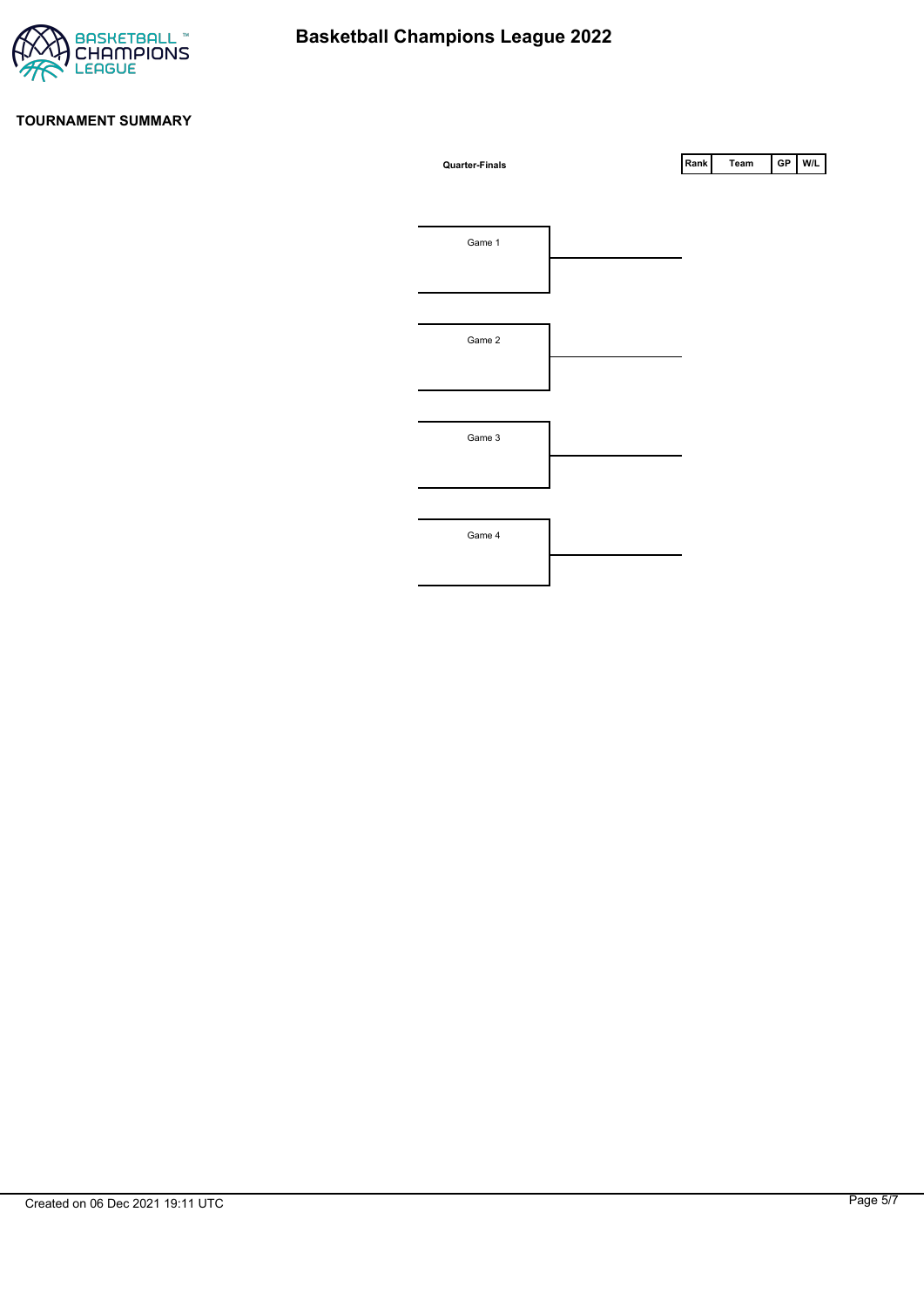# Basketball Champions League 2022

## TOURNAMENT SUMMARY

**Quarter-Finals**

| Rank | Team | GP | W/L |
|---|---|---|---|

Game 1

Game 2

Game 3

Game 4

Created on 06 Dec 2021 19:11 UTC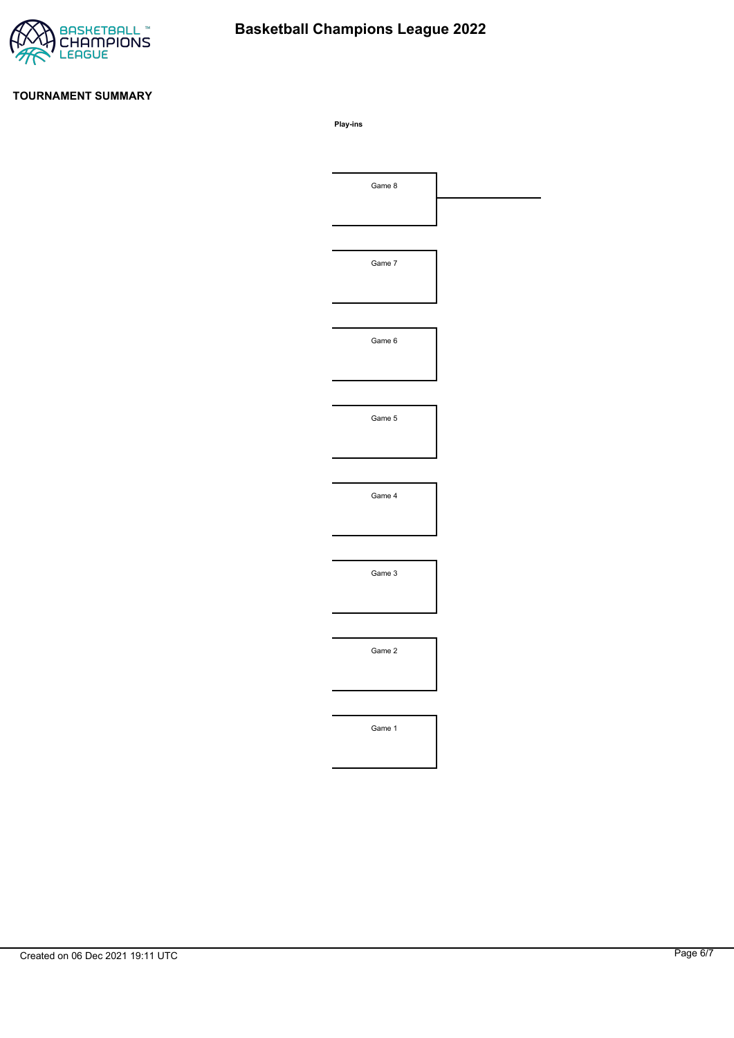**TOURNAMENT SUMMARY**

**Play-ins**

Game 8

Game 7

Game 6

Game 5

Game 4

Game 3

Game 2

Game 1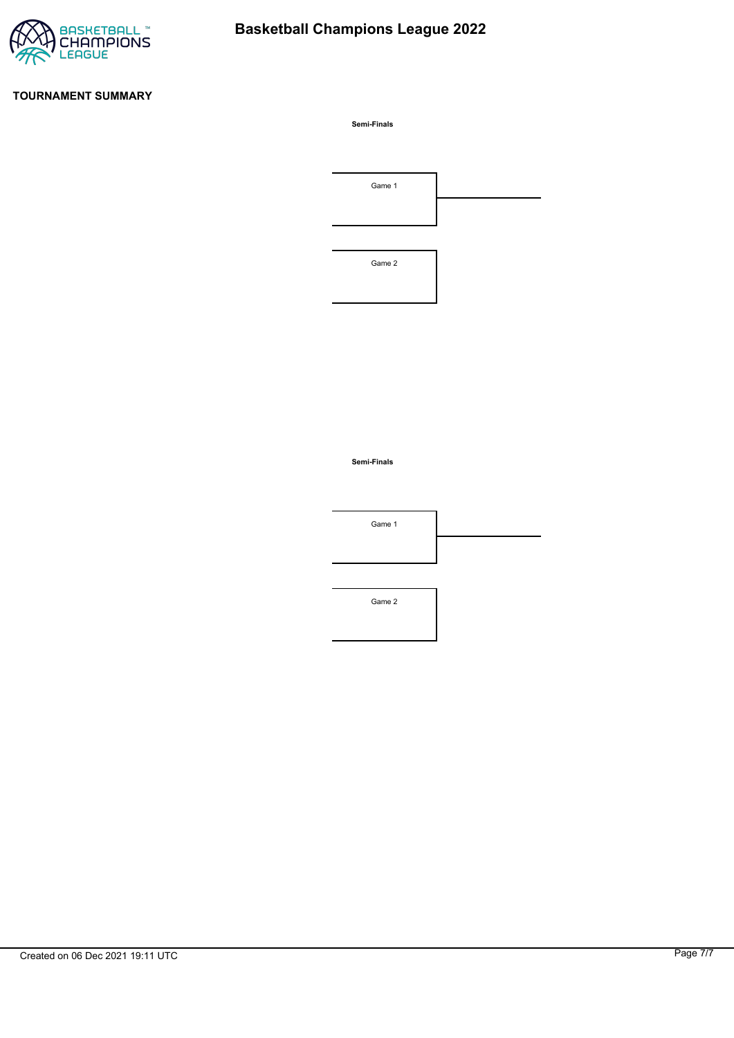# Basketball Champions League 2022

## TOURNAMENT SUMMARY

**Semi-Finals**

Game 1

Game 2

**Semi-Finals**

Game 1

Game 2

Created on 06 Dec 2021 19:11 UTC